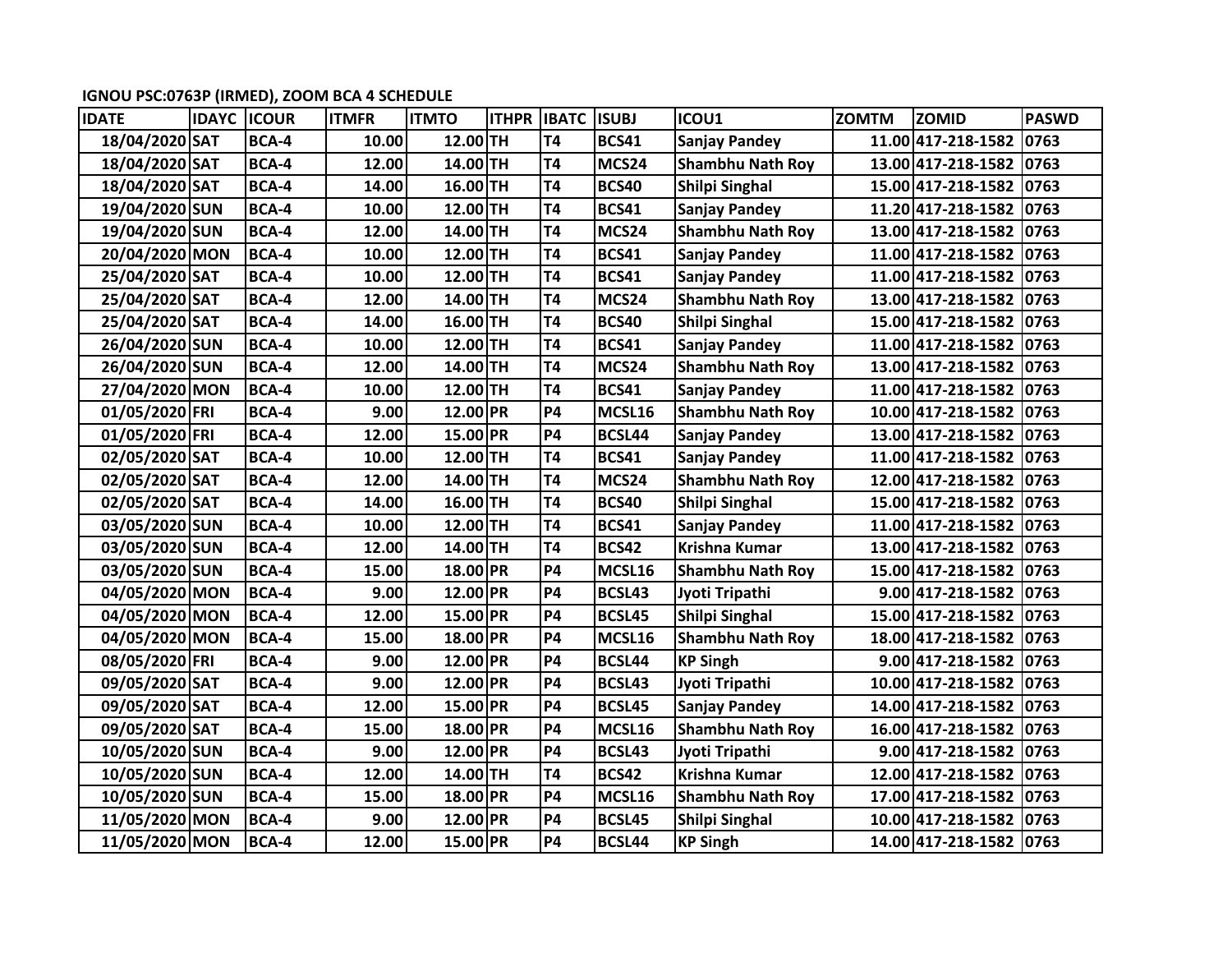**IGNOU PSC:0763P (IRMED), ZOOM BCA 4 SCHEDULE**

| IDATE | IDAYC | ICOUR | ITMFR | ITMTO | ITHPR | IBATC | ISUBJ | ICOU1 | ZOMTM | ZOMID | PASWD |
|---|---|---|---|---|---|---|---|---|---|---|---|
| 18/04/2020 | SAT | BCA-4 | 10.00 | 12.00 | TH | T4 | BCS41 | Sanjay Pandey | 11.00 | 417-218-1582 | 0763 |
| 18/04/2020 | SAT | BCA-4 | 12.00 | 14.00 | TH | T4 | MCS24 | Shambhu Nath Roy | 13.00 | 417-218-1582 | 0763 |
| 18/04/2020 | SAT | BCA-4 | 14.00 | 16.00 | TH | T4 | BCS40 | Shilpi Singhal | 15.00 | 417-218-1582 | 0763 |
| 19/04/2020 | SUN | BCA-4 | 10.00 | 12.00 | TH | T4 | BCS41 | Sanjay Pandey | 11.20 | 417-218-1582 | 0763 |
| 19/04/2020 | SUN | BCA-4 | 12.00 | 14.00 | TH | T4 | MCS24 | Shambhu Nath Roy | 13.00 | 417-218-1582 | 0763 |
| 20/04/2020 | MON | BCA-4 | 10.00 | 12.00 | TH | T4 | BCS41 | Sanjay Pandey | 11.00 | 417-218-1582 | 0763 |
| 25/04/2020 | SAT | BCA-4 | 10.00 | 12.00 | TH | T4 | BCS41 | Sanjay Pandey | 11.00 | 417-218-1582 | 0763 |
| 25/04/2020 | SAT | BCA-4 | 12.00 | 14.00 | TH | T4 | MCS24 | Shambhu Nath Roy | 13.00 | 417-218-1582 | 0763 |
| 25/04/2020 | SAT | BCA-4 | 14.00 | 16.00 | TH | T4 | BCS40 | Shilpi Singhal | 15.00 | 417-218-1582 | 0763 |
| 26/04/2020 | SUN | BCA-4 | 10.00 | 12.00 | TH | T4 | BCS41 | Sanjay Pandey | 11.00 | 417-218-1582 | 0763 |
| 26/04/2020 | SUN | BCA-4 | 12.00 | 14.00 | TH | T4 | MCS24 | Shambhu Nath Roy | 13.00 | 417-218-1582 | 0763 |
| 27/04/2020 | MON | BCA-4 | 10.00 | 12.00 | TH | T4 | BCS41 | Sanjay Pandey | 11.00 | 417-218-1582 | 0763 |
| 01/05/2020 | FRI | BCA-4 | 9.00 | 12.00 | PR | P4 | MCSL16 | Shambhu Nath Roy | 10.00 | 417-218-1582 | 0763 |
| 01/05/2020 | FRI | BCA-4 | 12.00 | 15.00 | PR | P4 | BCSL44 | Sanjay Pandey | 13.00 | 417-218-1582 | 0763 |
| 02/05/2020 | SAT | BCA-4 | 10.00 | 12.00 | TH | T4 | BCS41 | Sanjay Pandey | 11.00 | 417-218-1582 | 0763 |
| 02/05/2020 | SAT | BCA-4 | 12.00 | 14.00 | TH | T4 | MCS24 | Shambhu Nath Roy | 12.00 | 417-218-1582 | 0763 |
| 02/05/2020 | SAT | BCA-4 | 14.00 | 16.00 | TH | T4 | BCS40 | Shilpi Singhal | 15.00 | 417-218-1582 | 0763 |
| 03/05/2020 | SUN | BCA-4 | 10.00 | 12.00 | TH | T4 | BCS41 | Sanjay Pandey | 11.00 | 417-218-1582 | 0763 |
| 03/05/2020 | SUN | BCA-4 | 12.00 | 14.00 | TH | T4 | BCS42 | Krishna Kumar | 13.00 | 417-218-1582 | 0763 |
| 03/05/2020 | SUN | BCA-4 | 15.00 | 18.00 | PR | P4 | MCSL16 | Shambhu Nath Roy | 15.00 | 417-218-1582 | 0763 |
| 04/05/2020 | MON | BCA-4 | 9.00 | 12.00 | PR | P4 | BCSL43 | Jyoti Tripathi | 9.00 | 417-218-1582 | 0763 |
| 04/05/2020 | MON | BCA-4 | 12.00 | 15.00 | PR | P4 | BCSL45 | Shilpi Singhal | 15.00 | 417-218-1582 | 0763 |
| 04/05/2020 | MON | BCA-4 | 15.00 | 18.00 | PR | P4 | MCSL16 | Shambhu Nath Roy | 18.00 | 417-218-1582 | 0763 |
| 08/05/2020 | FRI | BCA-4 | 9.00 | 12.00 | PR | P4 | BCSL44 | KP Singh | 9.00 | 417-218-1582 | 0763 |
| 09/05/2020 | SAT | BCA-4 | 9.00 | 12.00 | PR | P4 | BCSL43 | Jyoti Tripathi | 10.00 | 417-218-1582 | 0763 |
| 09/05/2020 | SAT | BCA-4 | 12.00 | 15.00 | PR | P4 | BCSL45 | Sanjay Pandey | 14.00 | 417-218-1582 | 0763 |
| 09/05/2020 | SAT | BCA-4 | 15.00 | 18.00 | PR | P4 | MCSL16 | Shambhu Nath Roy | 16.00 | 417-218-1582 | 0763 |
| 10/05/2020 | SUN | BCA-4 | 9.00 | 12.00 | PR | P4 | BCSL43 | Jyoti Tripathi | 9.00 | 417-218-1582 | 0763 |
| 10/05/2020 | SUN | BCA-4 | 12.00 | 14.00 | TH | T4 | BCS42 | Krishna Kumar | 12.00 | 417-218-1582 | 0763 |
| 10/05/2020 | SUN | BCA-4 | 15.00 | 18.00 | PR | P4 | MCSL16 | Shambhu Nath Roy | 17.00 | 417-218-1582 | 0763 |
| 11/05/2020 | MON | BCA-4 | 9.00 | 12.00 | PR | P4 | BCSL45 | Shilpi Singhal | 10.00 | 417-218-1582 | 0763 |
| 11/05/2020 | MON | BCA-4 | 12.00 | 15.00 | PR | P4 | BCSL44 | KP Singh | 14.00 | 417-218-1582 | 0763 |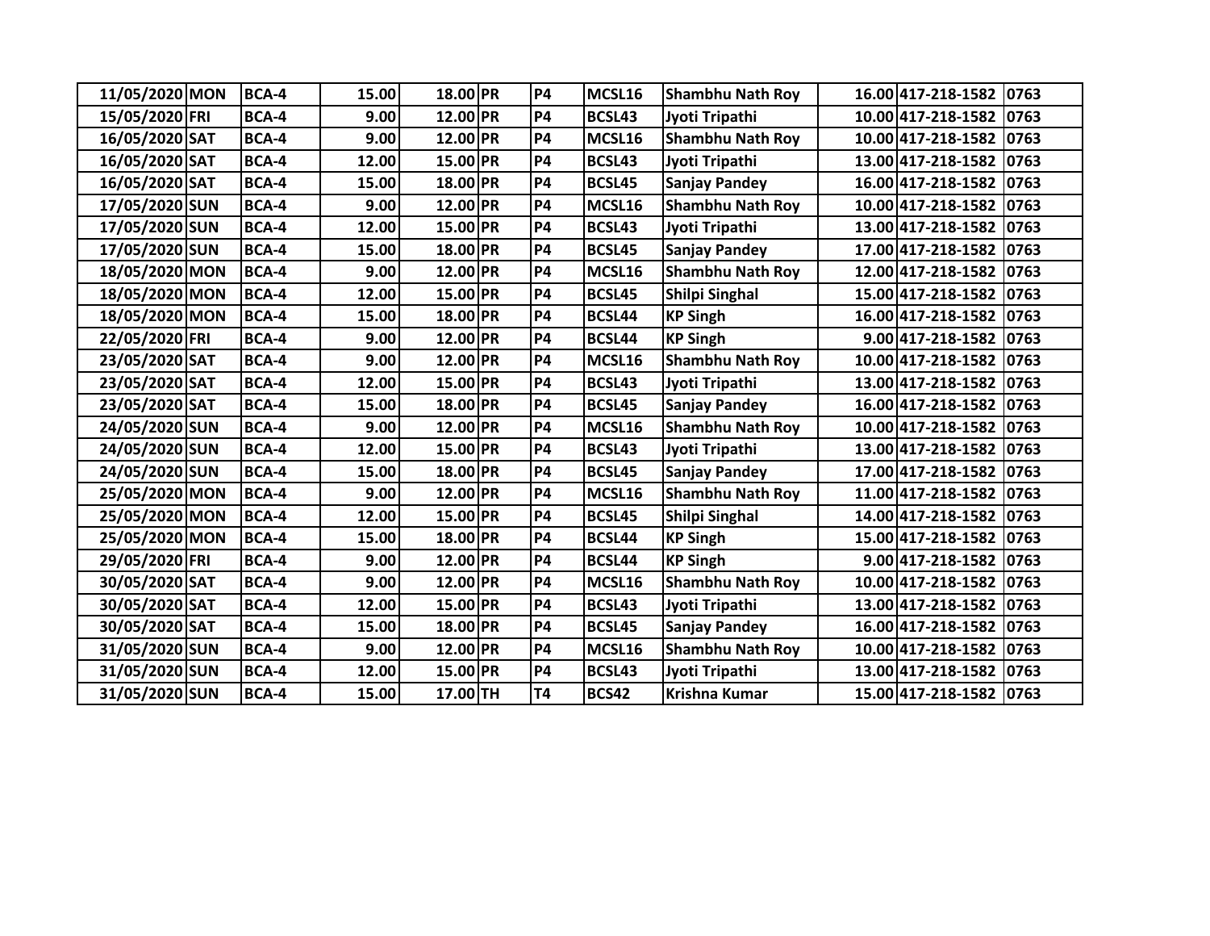| | | | | | | | | | | | |
|---|---|---|---|---|---|---|---|---|---|---|---|
| 11/05/2020 | MON | BCA-4 | 15.00 | 18.00 | PR | P4 | MCSL16 | Shambhu Nath Roy | 16.00 | 417-218-1582 | 0763 |
| 15/05/2020 | FRI | BCA-4 | 9.00 | 12.00 | PR | P4 | BCSL43 | Jyoti Tripathi | 10.00 | 417-218-1582 | 0763 |
| 16/05/2020 | SAT | BCA-4 | 9.00 | 12.00 | PR | P4 | MCSL16 | Shambhu Nath Roy | 10.00 | 417-218-1582 | 0763 |
| 16/05/2020 | SAT | BCA-4 | 12.00 | 15.00 | PR | P4 | BCSL43 | Jyoti Tripathi | 13.00 | 417-218-1582 | 0763 |
| 16/05/2020 | SAT | BCA-4 | 15.00 | 18.00 | PR | P4 | BCSL45 | Sanjay Pandey | 16.00 | 417-218-1582 | 0763 |
| 17/05/2020 | SUN | BCA-4 | 9.00 | 12.00 | PR | P4 | MCSL16 | Shambhu Nath Roy | 10.00 | 417-218-1582 | 0763 |
| 17/05/2020 | SUN | BCA-4 | 12.00 | 15.00 | PR | P4 | BCSL43 | Jyoti Tripathi | 13.00 | 417-218-1582 | 0763 |
| 17/05/2020 | SUN | BCA-4 | 15.00 | 18.00 | PR | P4 | BCSL45 | Sanjay Pandey | 17.00 | 417-218-1582 | 0763 |
| 18/05/2020 | MON | BCA-4 | 9.00 | 12.00 | PR | P4 | MCSL16 | Shambhu Nath Roy | 12.00 | 417-218-1582 | 0763 |
| 18/05/2020 | MON | BCA-4 | 12.00 | 15.00 | PR | P4 | BCSL45 | Shilpi Singhal | 15.00 | 417-218-1582 | 0763 |
| 18/05/2020 | MON | BCA-4 | 15.00 | 18.00 | PR | P4 | BCSL44 | KP Singh | 16.00 | 417-218-1582 | 0763 |
| 22/05/2020 | FRI | BCA-4 | 9.00 | 12.00 | PR | P4 | BCSL44 | KP Singh | 9.00 | 417-218-1582 | 0763 |
| 23/05/2020 | SAT | BCA-4 | 9.00 | 12.00 | PR | P4 | MCSL16 | Shambhu Nath Roy | 10.00 | 417-218-1582 | 0763 |
| 23/05/2020 | SAT | BCA-4 | 12.00 | 15.00 | PR | P4 | BCSL43 | Jyoti Tripathi | 13.00 | 417-218-1582 | 0763 |
| 23/05/2020 | SAT | BCA-4 | 15.00 | 18.00 | PR | P4 | BCSL45 | Sanjay Pandey | 16.00 | 417-218-1582 | 0763 |
| 24/05/2020 | SUN | BCA-4 | 9.00 | 12.00 | PR | P4 | MCSL16 | Shambhu Nath Roy | 10.00 | 417-218-1582 | 0763 |
| 24/05/2020 | SUN | BCA-4 | 12.00 | 15.00 | PR | P4 | BCSL43 | Jyoti Tripathi | 13.00 | 417-218-1582 | 0763 |
| 24/05/2020 | SUN | BCA-4 | 15.00 | 18.00 | PR | P4 | BCSL45 | Sanjay Pandey | 17.00 | 417-218-1582 | 0763 |
| 25/05/2020 | MON | BCA-4 | 9.00 | 12.00 | PR | P4 | MCSL16 | Shambhu Nath Roy | 11.00 | 417-218-1582 | 0763 |
| 25/05/2020 | MON | BCA-4 | 12.00 | 15.00 | PR | P4 | BCSL45 | Shilpi Singhal | 14.00 | 417-218-1582 | 0763 |
| 25/05/2020 | MON | BCA-4 | 15.00 | 18.00 | PR | P4 | BCSL44 | KP Singh | 15.00 | 417-218-1582 | 0763 |
| 29/05/2020 | FRI | BCA-4 | 9.00 | 12.00 | PR | P4 | BCSL44 | KP Singh | 9.00 | 417-218-1582 | 0763 |
| 30/05/2020 | SAT | BCA-4 | 9.00 | 12.00 | PR | P4 | MCSL16 | Shambhu Nath Roy | 10.00 | 417-218-1582 | 0763 |
| 30/05/2020 | SAT | BCA-4 | 12.00 | 15.00 | PR | P4 | BCSL43 | Jyoti Tripathi | 13.00 | 417-218-1582 | 0763 |
| 30/05/2020 | SAT | BCA-4 | 15.00 | 18.00 | PR | P4 | BCSL45 | Sanjay Pandey | 16.00 | 417-218-1582 | 0763 |
| 31/05/2020 | SUN | BCA-4 | 9.00 | 12.00 | PR | P4 | MCSL16 | Shambhu Nath Roy | 10.00 | 417-218-1582 | 0763 |
| 31/05/2020 | SUN | BCA-4 | 12.00 | 15.00 | PR | P4 | BCSL43 | Jyoti Tripathi | 13.00 | 417-218-1582 | 0763 |
| 31/05/2020 | SUN | BCA-4 | 15.00 | 17.00 | TH | T4 | BCS42 | Krishna Kumar | 15.00 | 417-218-1582 | 0763 |